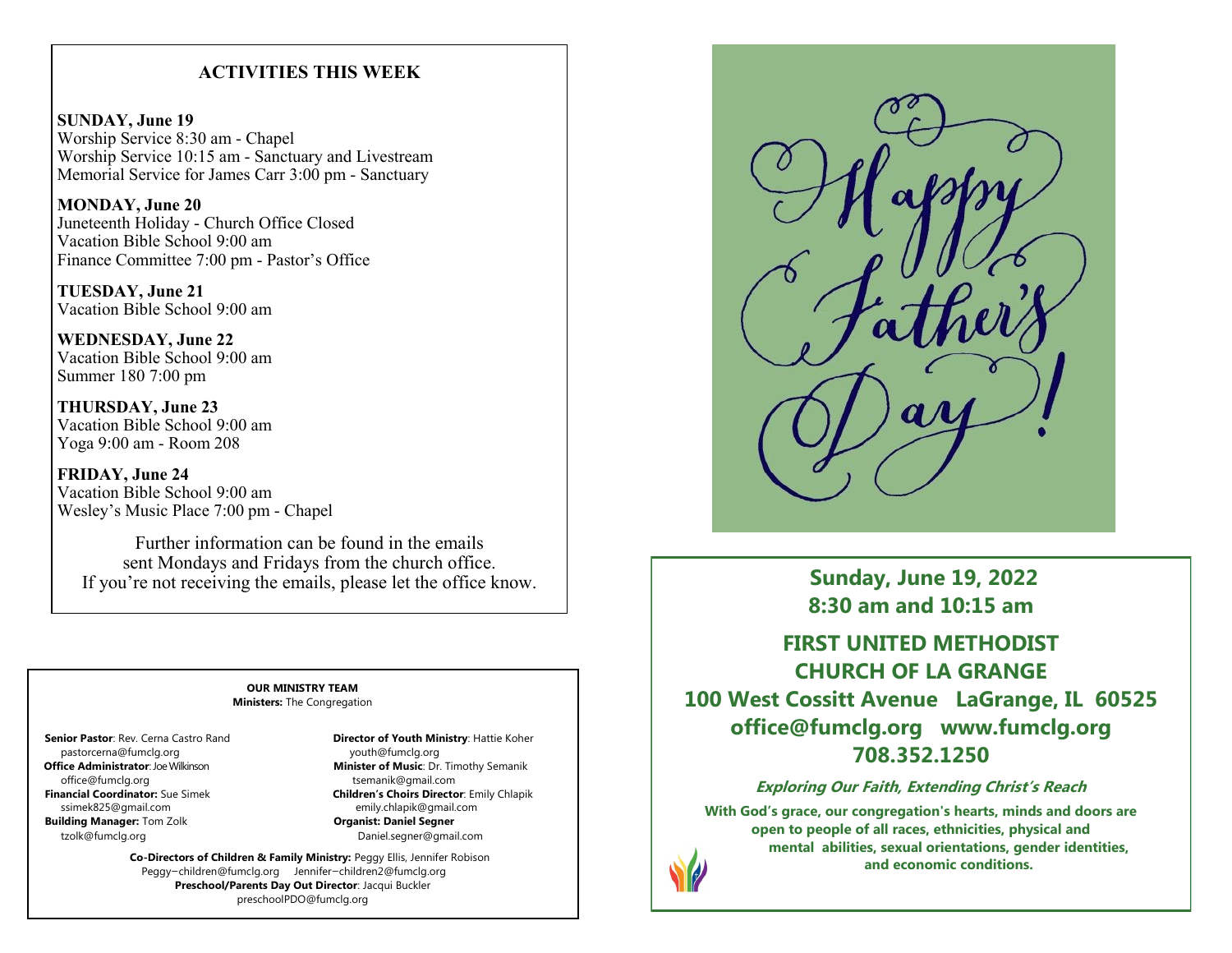## ACTIVITIES THIS WEEK

**SUNDAY, June 19**
Worship Service 8:30 am - Chapel
Worship Service 10:15 am - Sanctuary and Livestream
Memorial Service for James Carr 3:00 pm - Sanctuary

**MONDAY, June 20**
Juneteenth Holiday - Church Office Closed
Vacation Bible School 9:00 am
Finance Committee 7:00 pm - Pastor's Office

**TUESDAY, June 21**
Vacation Bible School 9:00 am

**WEDNESDAY, June 22**
Vacation Bible School 9:00 am
Summer 180 7:00 pm

**THURSDAY, June 23**
Vacation Bible School 9:00 am
Yoga 9:00 am - Room 208

**FRIDAY, June 24**
Vacation Bible School 9:00 am
Wesley's Music Place 7:00 pm - Chapel

Further information can be found in the emails sent Mondays and Fridays from the church office. If you're not receiving the emails, please let the office know.

**OUR MINISTRY TEAM**
**Ministers:** The Congregation

**Senior Pastor**: Rev. Cerna Castro Rand
pastorcerna@fumclg.org
**Office Administrator**: Joe Wilkinson
office@fumclg.org
**Financial Coordinator:** Sue Simek
ssimek825@gmail.com
**Building Manager:** Tom Zolk
tzolk@fumclg.org

**Director of Youth Ministry**: Hattie Koher
youth@fumclg.org
**Minister of Music**: Dr. Timothy Semanik
tsemanik@gmail.com
**Children's Choirs Director**: Emily Chlapik
emily.chlapik@gmail.com
**Organist: Daniel Segner**
Daniel.segner@gmail.com

**Co-Directors of Children & Family Ministry:** Peggy Ellis, Jennifer Robison
Peggy−children@fumclg.org Jennifer−children2@fumclg.org
**Preschool/Parents Day Out Director**: Jacqui Buckler
preschoolPDO@fumclg.org

Happy Father's Day!

**Sunday, June 19, 2022**
**8:30 am and 10:15 am**

**FIRST UNITED METHODIST CHURCH OF LA GRANGE**
**100 West Cossitt Avenue LaGrange, IL 60525**
**office@fumclg.org www.fumclg.org**
**708.352.1250**

***Exploring Our Faith, Extending Christ's Reach***

**With God's grace, our congregation's hearts, minds and doors are open to people of all races, ethnicities, physical and mental abilities, sexual orientations, gender identities, and economic conditions.**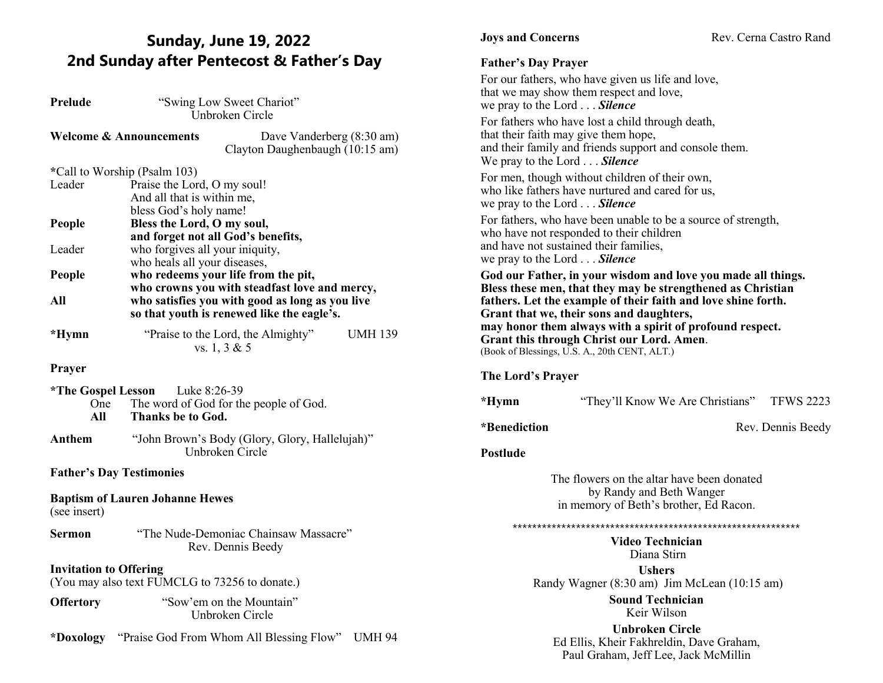# Sunday, June 19, 2022
# 2nd Sunday after Pentecost & Father's Day

**Prelude** "Swing Low Sweet Chariot"
Unbroken Circle

**Welcome & Announcements** Dave Vanderberg (8:30 am)
Clayton Daughenbaugh (10:15 am)

***Call to Worship (Psalm 103)**

Leader Praise the Lord, O my soul!
And all that is within me,
bless God's holy name!

**People Bless the Lord, O my soul,**
**and forget not all God's benefits,**

Leader who forgives all your iniquity,
who heals all your diseases,

**People who redeems your life from the pit,**
**who crowns you with steadfast love and mercy,**

**All who satisfies you with good as long as you live**
**so that youth is renewed like the eagle's.**

***Hymn** "Praise to the Lord, the Almighty" UMH 139
vs. 1, 3 & 5

**Prayer**

***The Gospel Lesson** Luke 8:26-39
One The word of God for the people of God.
**All Thanks be to God.**

**Anthem** "John Brown's Body (Glory, Glory, Hallelujah)"
Unbroken Circle

**Father's Day Testimonies**

**Baptism of Lauren Johanne Hewes**
(see insert)

**Sermon** "The Nude-Demoniac Chainsaw Massacre"
Rev. Dennis Beedy

**Invitation to Offering**
(You may also text FUMCLG to 73256 to donate.)

**Offertory** "Sow'em on the Mountain"
Unbroken Circle

***Doxology** "Praise God From Whom All Blessing Flow" UMH 94

**Joys and Concerns** Rev. Cerna Castro Rand

**Father's Day Prayer**

For our fathers, who have given us life and love,
that we may show them respect and love,
we pray to the Lord . . . ***Silence***

For fathers who have lost a child through death,
that their faith may give them hope,
and their family and friends support and console them.
We pray to the Lord . . . ***Silence***

For men, though without children of their own,
who like fathers have nurtured and cared for us,
we pray to the Lord . . . ***Silence***

For fathers, who have been unable to be a source of strength,
who have not responded to their children
and have not sustained their families,
we pray to the Lord . . . ***Silence***

**God our Father, in your wisdom and love you made all things.**
**Bless these men, that they may be strengthened as Christian**
**fathers. Let the example of their faith and love shine forth.**
**Grant that we, their sons and daughters,**
**may honor them always with a spirit of profound respect.**
**Grant this through Christ our Lord. Amen**.
(Book of Blessings, U.S. A., 20th CENT, ALT.)

**The Lord's Prayer**

***Hymn** "They'll Know We Are Christians" TFWS 2223

***Benediction** Rev. Dennis Beedy

**Postlude**

The flowers on the altar have been donated
by Randy and Beth Wanger
in memory of Beth's brother, Ed Racon.

************************************************************

**Video Technician**
Diana Stirn

**Ushers**
Randy Wagner (8:30 am) Jim McLean (10:15 am)

**Sound Technician**
Keir Wilson

**Unbroken Circle**
Ed Ellis, Kheir Fakhreldin, Dave Graham,
Paul Graham, Jeff Lee, Jack McMillin